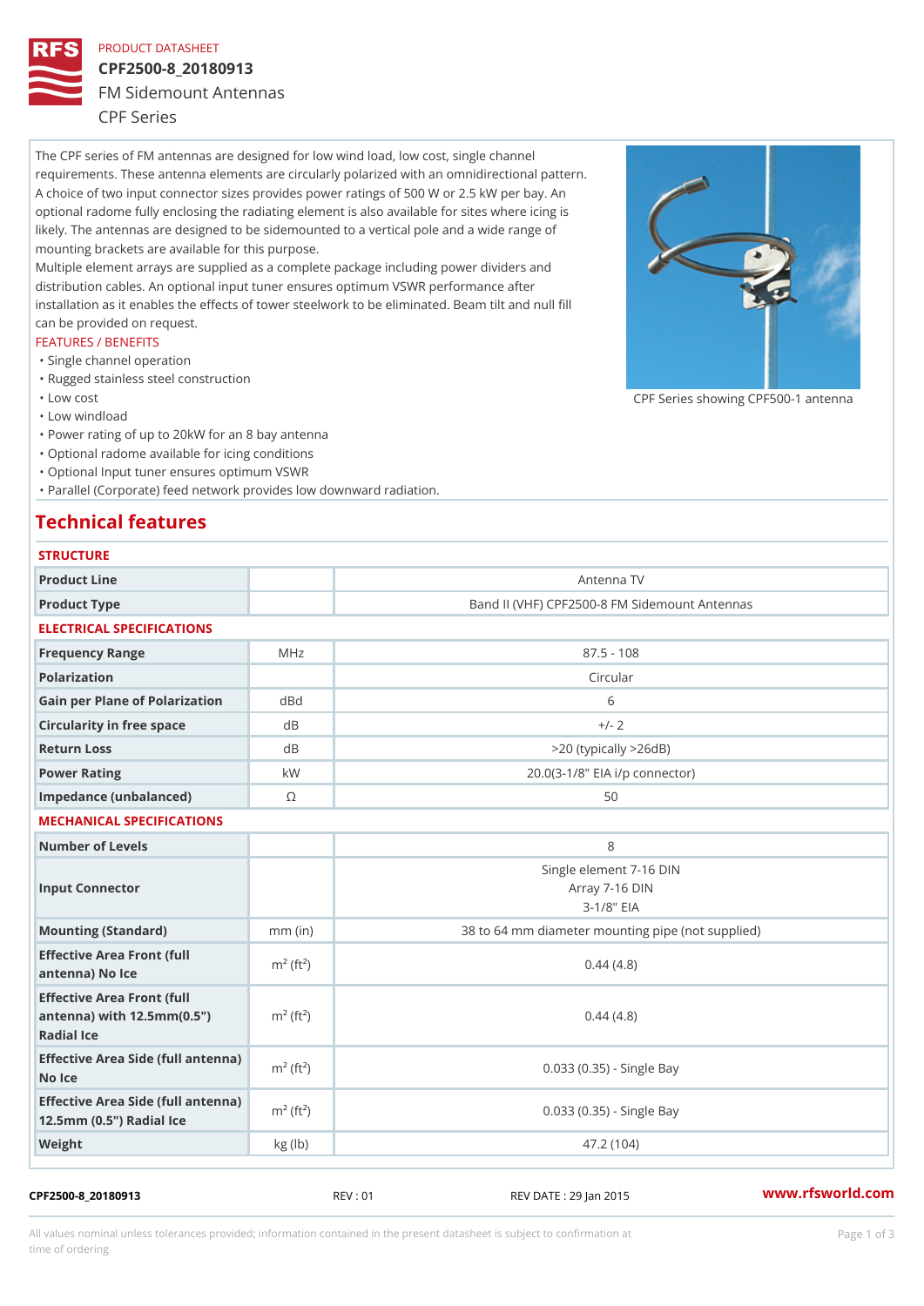PRODUCT DATASHEET

# CPF2500-8_20180913

FM Sidemount Antennas

CPF Series

The CPF series of FM antennas are designed for low wind load, low cost, single channel requirements. These antenna elements are circularly polarized with an omnidirectional pattern. A choice of two input connector sizes provides power ratings of 500 W or 2.5 kW per bay. An optional radome fully enclosing the radiating element is also available for sites where icing is likely. The antennas are designed to be sidemounted to a vertical pole and a wide range of mounting brackets are available for this purpose.

Multiple element arrays are supplied as a complete package including power dividers and distribution cables. An optional input tuner ensures optimum VSWR performance after installation as it enables the effects of tower steelwork to be eliminated. Beam tilt and null fill can be provided on request.

CPF Series showing CPF500-1 antenna

FEATURES / BENEFITS

- Single channel operation
- Rugged stainless steel construction
- Low cost
- Low windload
- Power rating of up to 20kW for an 8 bay antenna
- Optional radome available for icing conditions
- Optional Input tuner ensures optimum VSWR
- Parallel (Corporate) feed network provides low downward radiation.

## Technical features

### STRUCTURE

| | | |
|---|---|---|
| Product Line | | Antenna TV |
| Product Type | | Band II (VHF) CPF2500-8 FM Sidemount Antennas |

### ELECTRICAL SPECIFICATIONS

| | | |
|---|---|---|
| Frequency Range | MHz | 87.5 - 108 |
| Polarization | | Circular |
| Gain per Plane of Polarization | dBd | 6 |
| Circularity in free space | dB | +/- 2 |
| Return Loss | dB | >20 (typically >26dB) |
| Power Rating | kW | 20.0(3-1/8" EIA i/p connector) |
| Impedance (unbalanced) | Ω | 50 |

### MECHANICAL SPECIFICATIONS

| | | |
|---|---|---|
| Number of Levels | | 8 |
| Input Connector | | Single element 7-16 DIN<br>Array 7-16 DIN<br>3-1/8" EIA |
| Mounting (Standard) | mm (in) | 38 to 64 mm diameter mounting pipe (not supplied) |
| Effective Area Front (full antenna) No Ice | $m^2$ ($ft^2$) | 0.44 (4.8) |
| Effective Area Front (full antenna) with 12.5mm(0.5") Radial Ice | $m^2$ ($ft^2$) | 0.44 (4.8) |
| Effective Area Side (full antenna) No Ice | $m^2$ ($ft^2$) | 0.033 (0.35) - Single Bay |
| Effective Area Side (full antenna) 12.5mm (0.5") Radial Ice | $m^2$ ($ft^2$) | 0.033 (0.35) - Single Bay |
| Weight | kg (lb) | 47.2 (104) |

CPF2500-8_20180913 REV : 01 REV DATE : 29 Jan 2015 www.rfsworld.com

All values nominal unless tolerances provided; information contained in the present datasheet is subject to confirmation at time of ordering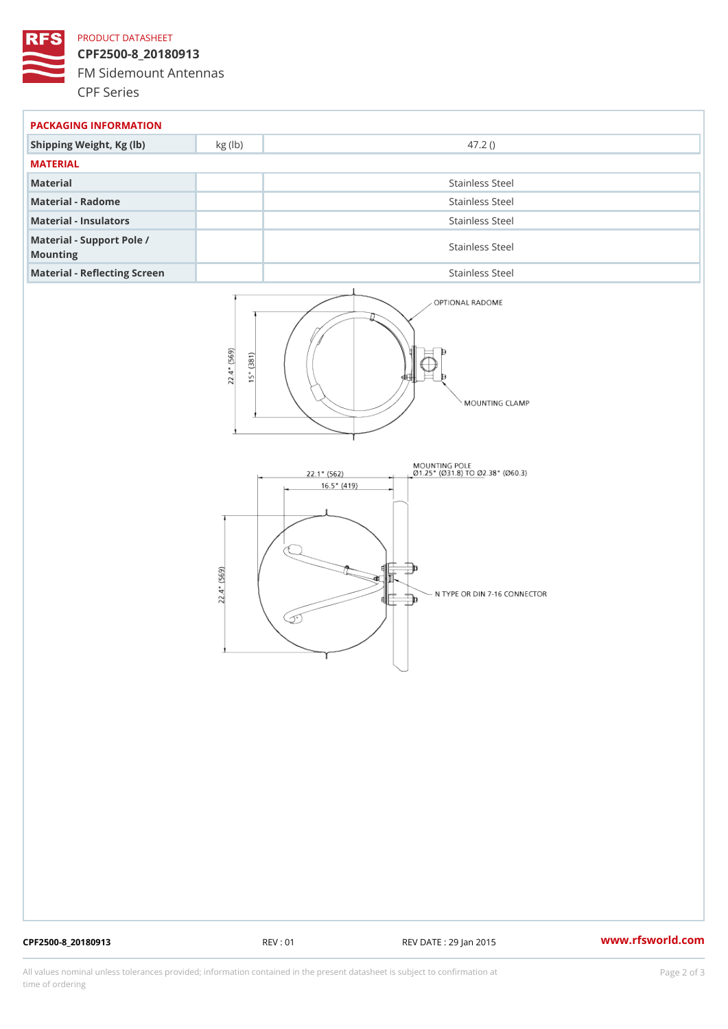## PACKAGING INFORMATION

| Shipping Weight, Kg (lb) | kg (lb) | 47.2 () |
|---|---|---|

## MATERIAL

| Material | | Stainless Steel |
|---|---|---|
| Material - Radome | | Stainless Steel |
| Material - Insulators | | Stainless Steel |
| Material - Support Pole / Mounting | | Stainless Steel |
| Material - Reflecting Screen | | Stainless Steel |

OPTIONAL RADOME

MOUNTING CLAMP

22.4" (569)

15" (381)

MOUNTING POLE
Ø1.25" (Ø31.8) TO Ø2.38" (Ø60.3)

22.1" (562)

16.5" (419)

22.4" (569)

N TYPE OR DIN 7-16 CONNECTOR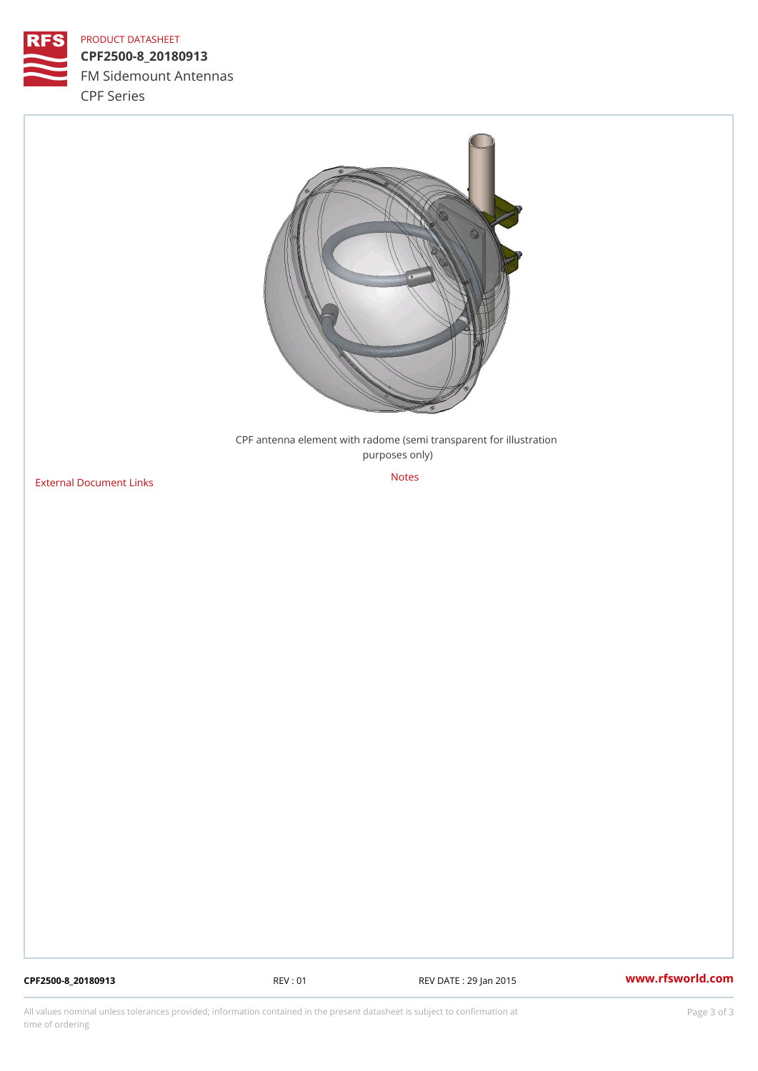PRODUCT DATASHEET

# CPF2500-8_20180913

FM Sidemount Antennas

CPF Series

CPF antenna element with radome (semi transparent for illustration purposes only)

External Document Links

Notes

CPF2500-8_20180913 REV : 01 REV DATE : 29 Jan 2015 www.rfsworld.com

All values nominal unless tolerances provided; information contained in the present datasheet is subject to confirmation at time of ordering